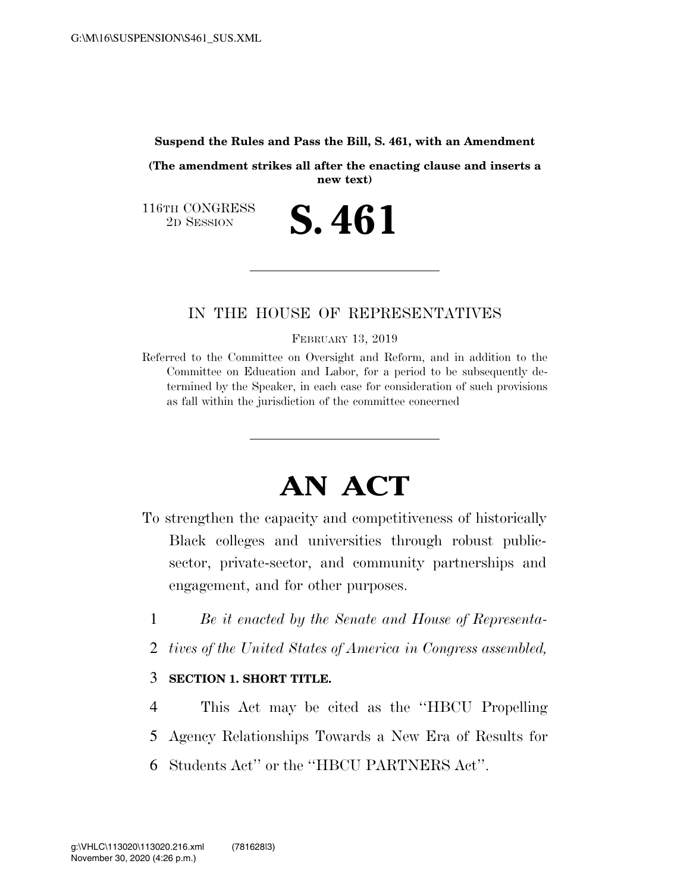**Suspend the Rules and Pass the Bill, S. 461, with an Amendment**

**(The amendment strikes all after the enacting clause and inserts a new text)**

116TH CONGRESS
2D SESSION

# S. 461

IN THE HOUSE OF REPRESENTATIVES

FEBRUARY 13, 2019

Referred to the Committee on Oversight and Reform, and in addition to the Committee on Education and Labor, for a period to be subsequently determined by the Speaker, in each case for consideration of such provisions as fall within the jurisdiction of the committee concerned

# AN ACT

To strengthen the capacity and competitiveness of historically Black colleges and universities through robust public-sector, private-sector, and community partnerships and engagement, and for other purposes.

1 *Be it enacted by the Senate and House of Representa-*
2 *tives of the United States of America in Congress assembled,*

3 **SECTION 1. SHORT TITLE.**

4 This Act may be cited as the ''HBCU Propelling
5 Agency Relationships Towards a New Era of Results for
6 Students Act'' or the ''HBCU PARTNERS Act''.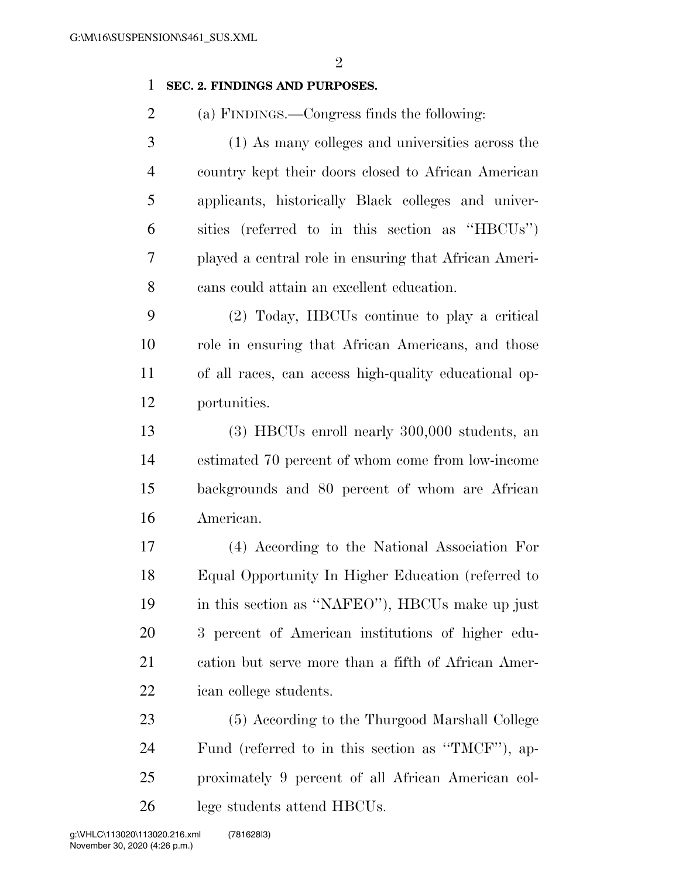**SEC. 2. FINDINGS AND PURPOSES.**

(a) FINDINGS.—Congress finds the following:

(1) As many colleges and universities across the country kept their doors closed to African American applicants, historically Black colleges and universities (referred to in this section as "HBCUs") played a central role in ensuring that African Americans could attain an excellent education.

(2) Today, HBCUs continue to play a critical role in ensuring that African Americans, and those of all races, can access high-quality educational opportunities.

(3) HBCUs enroll nearly 300,000 students, an estimated 70 percent of whom come from low-income backgrounds and 80 percent of whom are African American.

(4) According to the National Association For Equal Opportunity In Higher Education (referred to in this section as "NAFEO"), HBCUs make up just 3 percent of American institutions of higher education but serve more than a fifth of African American college students.

(5) According to the Thurgood Marshall College Fund (referred to in this section as "TMCF"), approximately 9 percent of all African American college students attend HBCUs.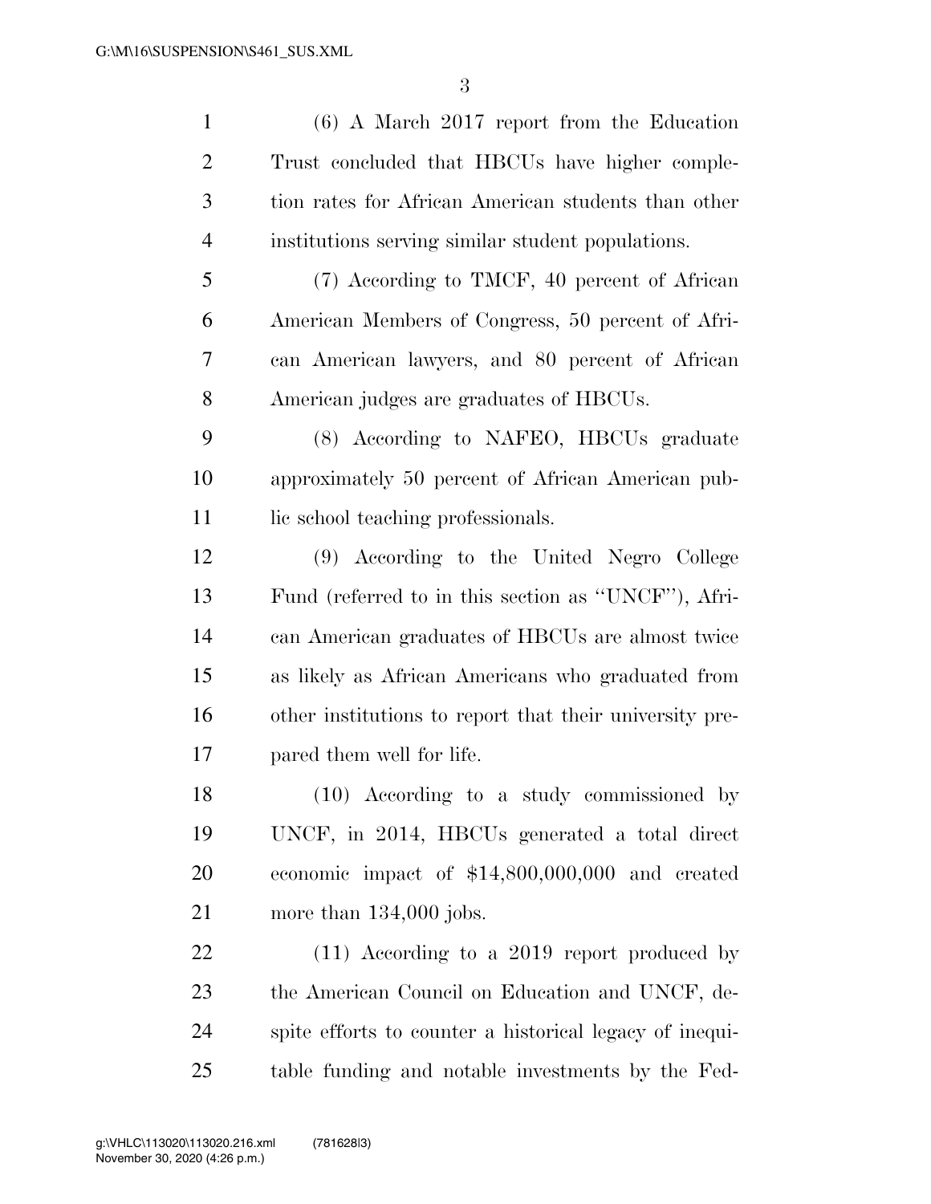(6) A March 2017 report from the Education Trust concluded that HBCUs have higher completion rates for African American students than other institutions serving similar student populations.

(7) According to TMCF, 40 percent of African American Members of Congress, 50 percent of African American lawyers, and 80 percent of African American judges are graduates of HBCUs.

(8) According to NAFEO, HBCUs graduate approximately 50 percent of African American public school teaching professionals.

(9) According to the United Negro College Fund (referred to in this section as "UNCF"), African American graduates of HBCUs are almost twice as likely as African Americans who graduated from other institutions to report that their university prepared them well for life.

(10) According to a study commissioned by UNCF, in 2014, HBCUs generated a total direct economic impact of $14,800,000,000 and created more than 134,000 jobs.

(11) According to a 2019 report produced by the American Council on Education and UNCF, despite efforts to counter a historical legacy of inequitable funding and notable investments by the Fed-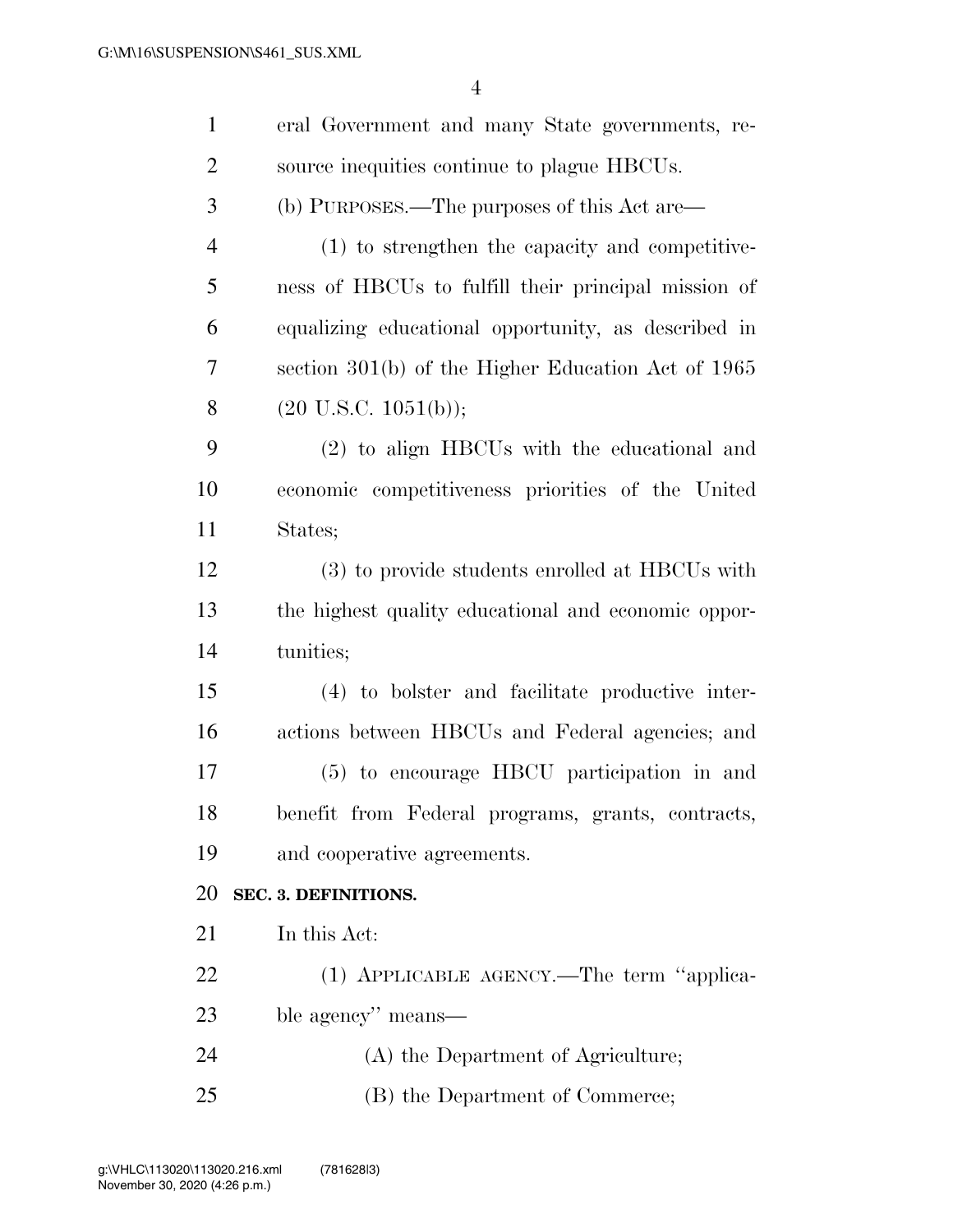eral Government and many State governments, resource inequities continue to plague HBCUs.

(b) PURPOSES.—The purposes of this Act are—

(1) to strengthen the capacity and competitiveness of HBCUs to fulfill their principal mission of equalizing educational opportunity, as described in section 301(b) of the Higher Education Act of 1965 (20 U.S.C. 1051(b));

(2) to align HBCUs with the educational and economic competitiveness priorities of the United States;

(3) to provide students enrolled at HBCUs with the highest quality educational and economic opportunities;

(4) to bolster and facilitate productive interactions between HBCUs and Federal agencies; and

(5) to encourage HBCU participation in and benefit from Federal programs, grants, contracts, and cooperative agreements.

**SEC. 3. DEFINITIONS.**

In this Act:

(1) APPLICABLE AGENCY.—The term ''applicable agency'' means—

(A) the Department of Agriculture;

(B) the Department of Commerce;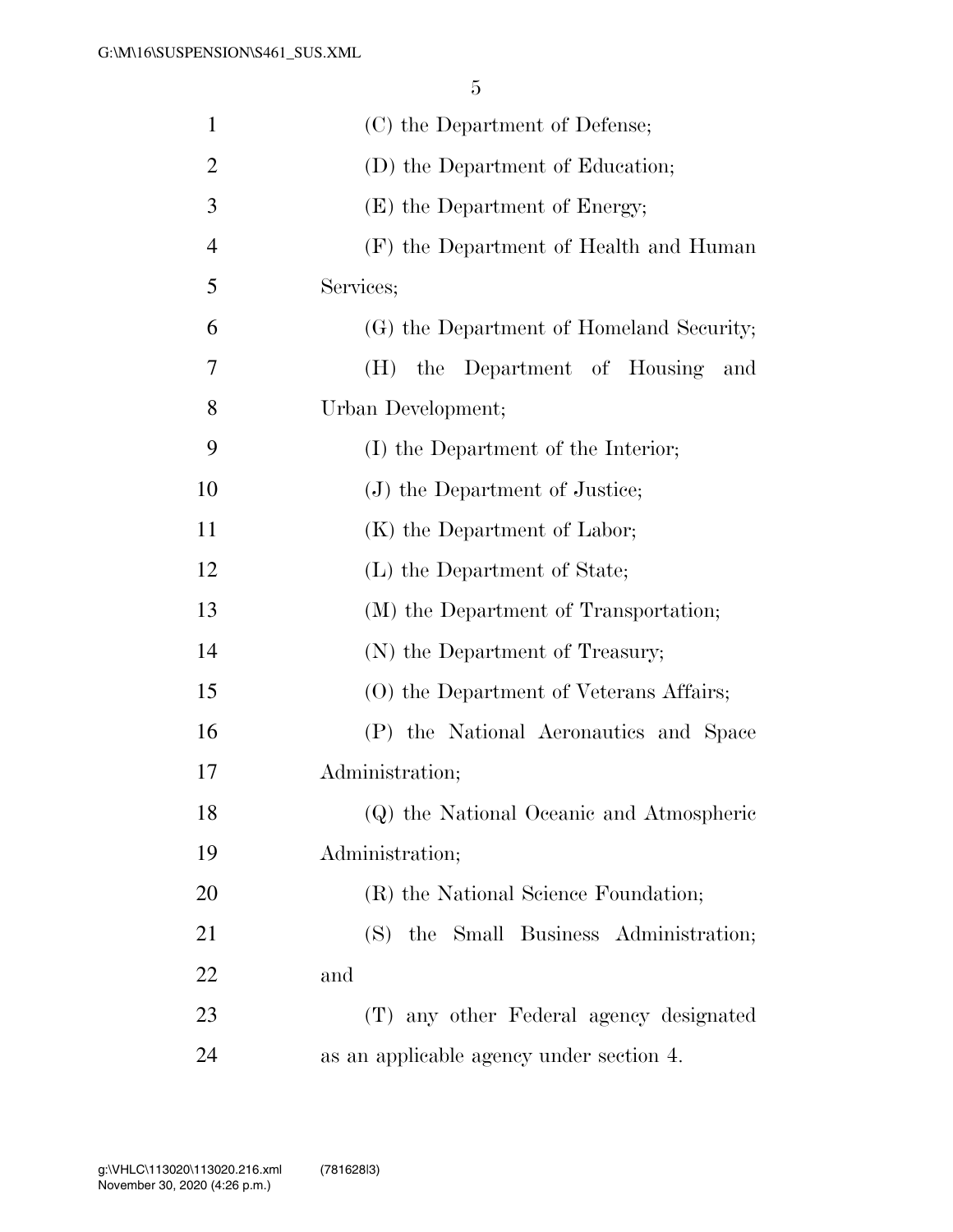(C) the Department of Defense;

(D) the Department of Education;

(E) the Department of Energy;

(F) the Department of Health and Human Services;

(G) the Department of Homeland Security;

(H) the Department of Housing and Urban Development;

(I) the Department of the Interior;

(J) the Department of Justice;

(K) the Department of Labor;

(L) the Department of State;

(M) the Department of Transportation;

(N) the Department of Treasury;

(O) the Department of Veterans Affairs;

(P) the National Aeronautics and Space Administration;

(Q) the National Oceanic and Atmospheric Administration;

(R) the National Science Foundation;

(S) the Small Business Administration; and

(T) any other Federal agency designated as an applicable agency under section 4.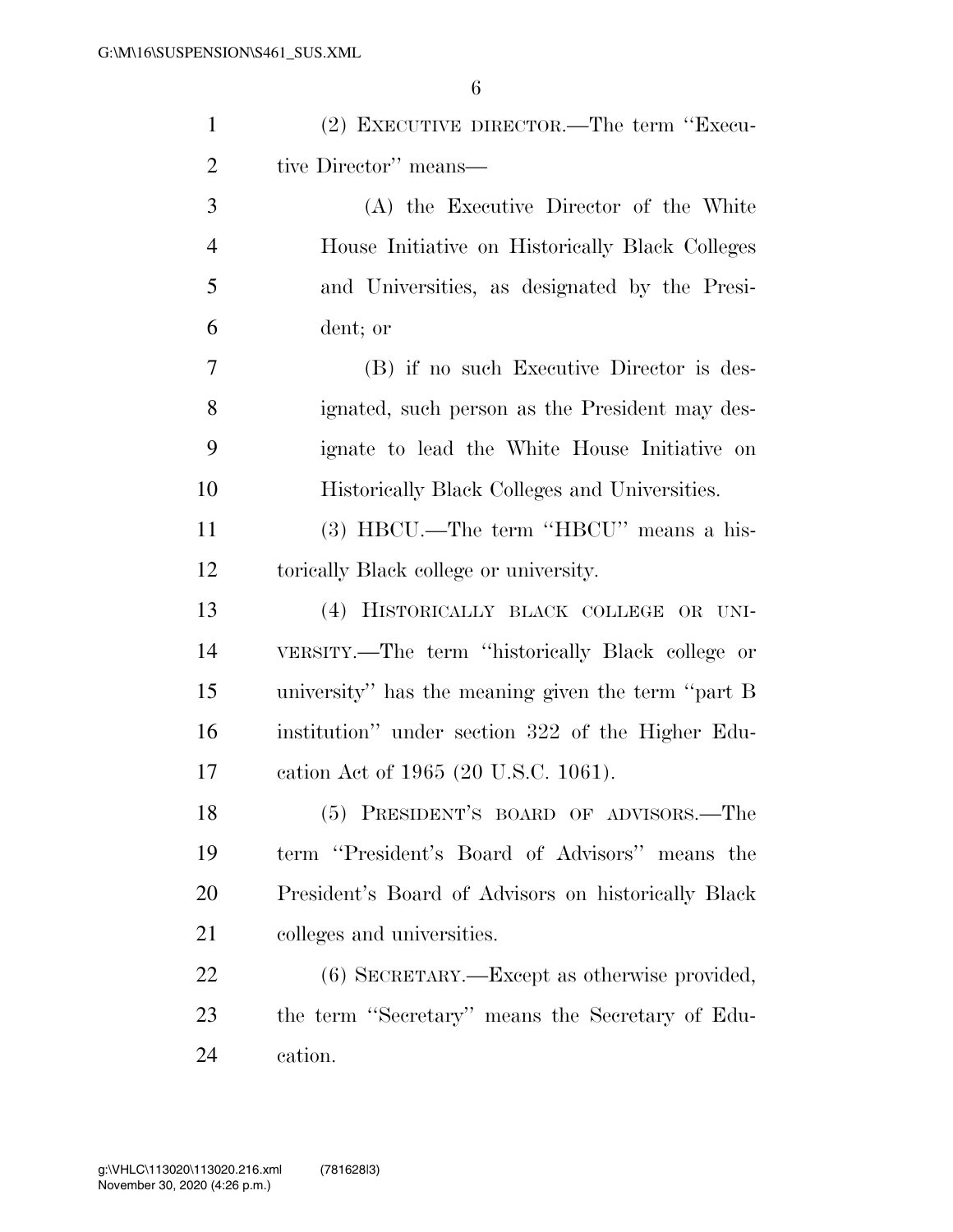(2) EXECUTIVE DIRECTOR.—The term "Executive Director" means—

(A) the Executive Director of the White House Initiative on Historically Black Colleges and Universities, as designated by the President; or

(B) if no such Executive Director is designated, such person as the President may designate to lead the White House Initiative on Historically Black Colleges and Universities.

(3) HBCU.—The term "HBCU" means a historically Black college or university.

(4) HISTORICALLY BLACK COLLEGE OR UNIVERSITY.—The term "historically Black college or university" has the meaning given the term "part B institution" under section 322 of the Higher Education Act of 1965 (20 U.S.C. 1061).

(5) PRESIDENT'S BOARD OF ADVISORS.—The term "President's Board of Advisors" means the President's Board of Advisors on historically Black colleges and universities.

(6) SECRETARY.—Except as otherwise provided, the term "Secretary" means the Secretary of Education.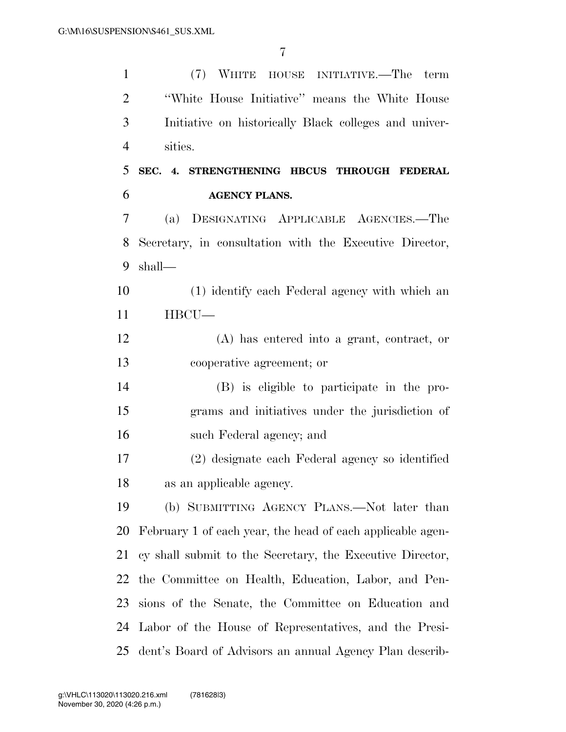(7) WHITE HOUSE INITIATIVE.—The term "White House Initiative" means the White House Initiative on historically Black colleges and universities.

**SEC. 4. STRENGTHENING HBCUS THROUGH FEDERAL AGENCY PLANS.**

(a) DESIGNATING APPLICABLE AGENCIES.—The Secretary, in consultation with the Executive Director, shall—

(1) identify each Federal agency with which an HBCU—

(A) has entered into a grant, contract, or cooperative agreement; or

(B) is eligible to participate in the programs and initiatives under the jurisdiction of such Federal agency; and

(2) designate each Federal agency so identified as an applicable agency.

(b) SUBMITTING AGENCY PLANS.—Not later than February 1 of each year, the head of each applicable agency shall submit to the Secretary, the Executive Director, the Committee on Health, Education, Labor, and Pensions of the Senate, the Committee on Education and Labor of the House of Representatives, and the President's Board of Advisors an annual Agency Plan describ-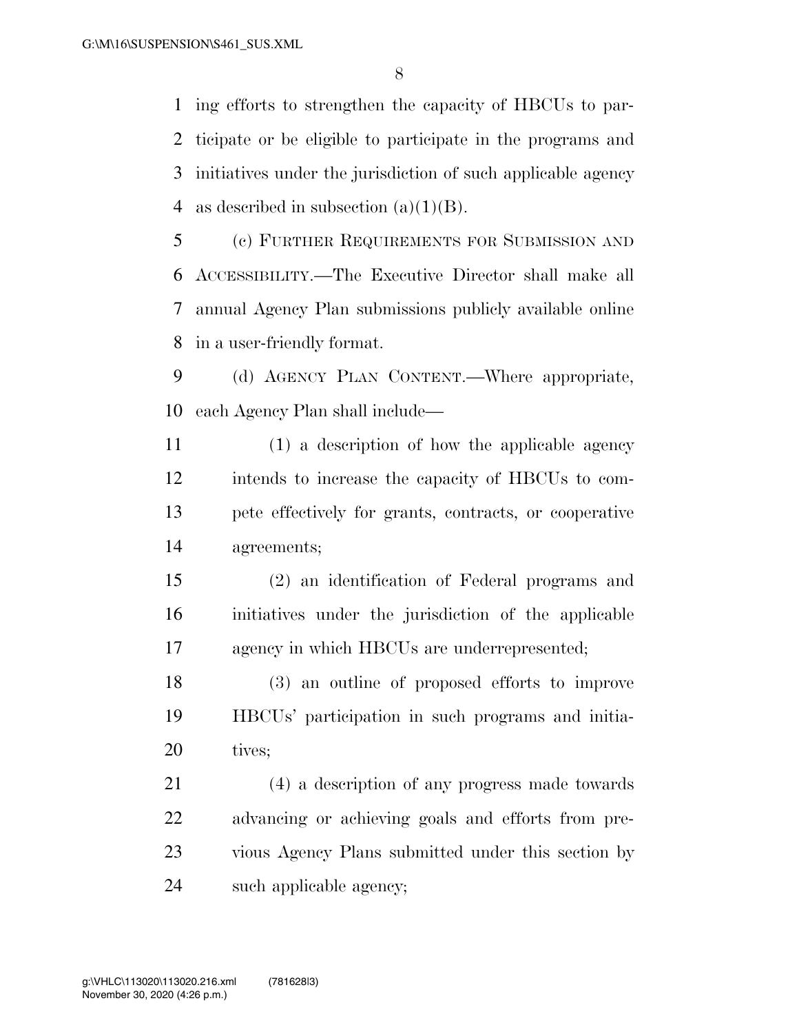ing efforts to strengthen the capacity of HBCUs to participate or be eligible to participate in the programs and initiatives under the jurisdiction of such applicable agency as described in subsection (a)(1)(B).

(c) FURTHER REQUIREMENTS FOR SUBMISSION AND ACCESSIBILITY.—The Executive Director shall make all annual Agency Plan submissions publicly available online in a user-friendly format.

(d) AGENCY PLAN CONTENT.—Where appropriate, each Agency Plan shall include—

(1) a description of how the applicable agency intends to increase the capacity of HBCUs to compete effectively for grants, contracts, or cooperative agreements;

(2) an identification of Federal programs and initiatives under the jurisdiction of the applicable agency in which HBCUs are underrepresented;

(3) an outline of proposed efforts to improve HBCUs' participation in such programs and initiatives;

(4) a description of any progress made towards advancing or achieving goals and efforts from previous Agency Plans submitted under this section by such applicable agency;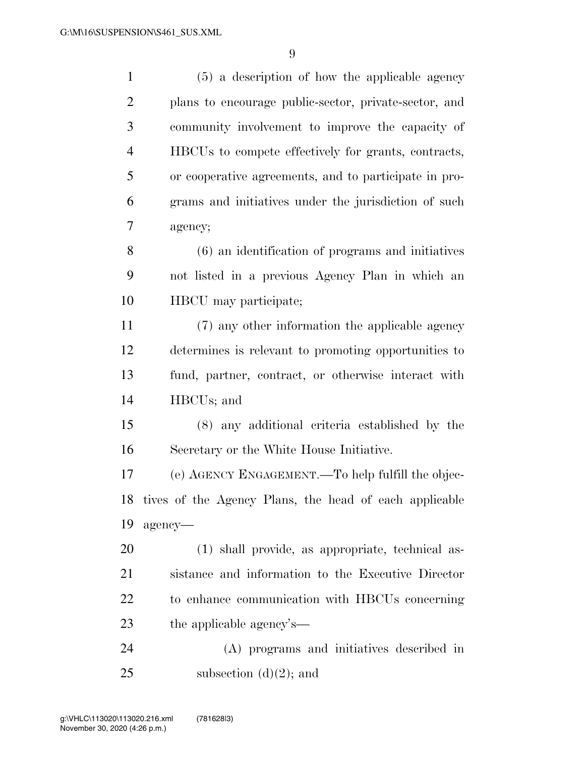(5) a description of how the applicable agency plans to encourage public-sector, private-sector, and community involvement to improve the capacity of HBCUs to compete effectively for grants, contracts, or cooperative agreements, and to participate in programs and initiatives under the jurisdiction of such agency;

(6) an identification of programs and initiatives not listed in a previous Agency Plan in which an HBCU may participate;

(7) any other information the applicable agency determines is relevant to promoting opportunities to fund, partner, contract, or otherwise interact with HBCUs; and

(8) any additional criteria established by the Secretary or the White House Initiative.

(e) AGENCY ENGAGEMENT.—To help fulfill the objectives of the Agency Plans, the head of each applicable agency—

(1) shall provide, as appropriate, technical assistance and information to the Executive Director to enhance communication with HBCUs concerning the applicable agency's—

(A) programs and initiatives described in subsection (d)(2); and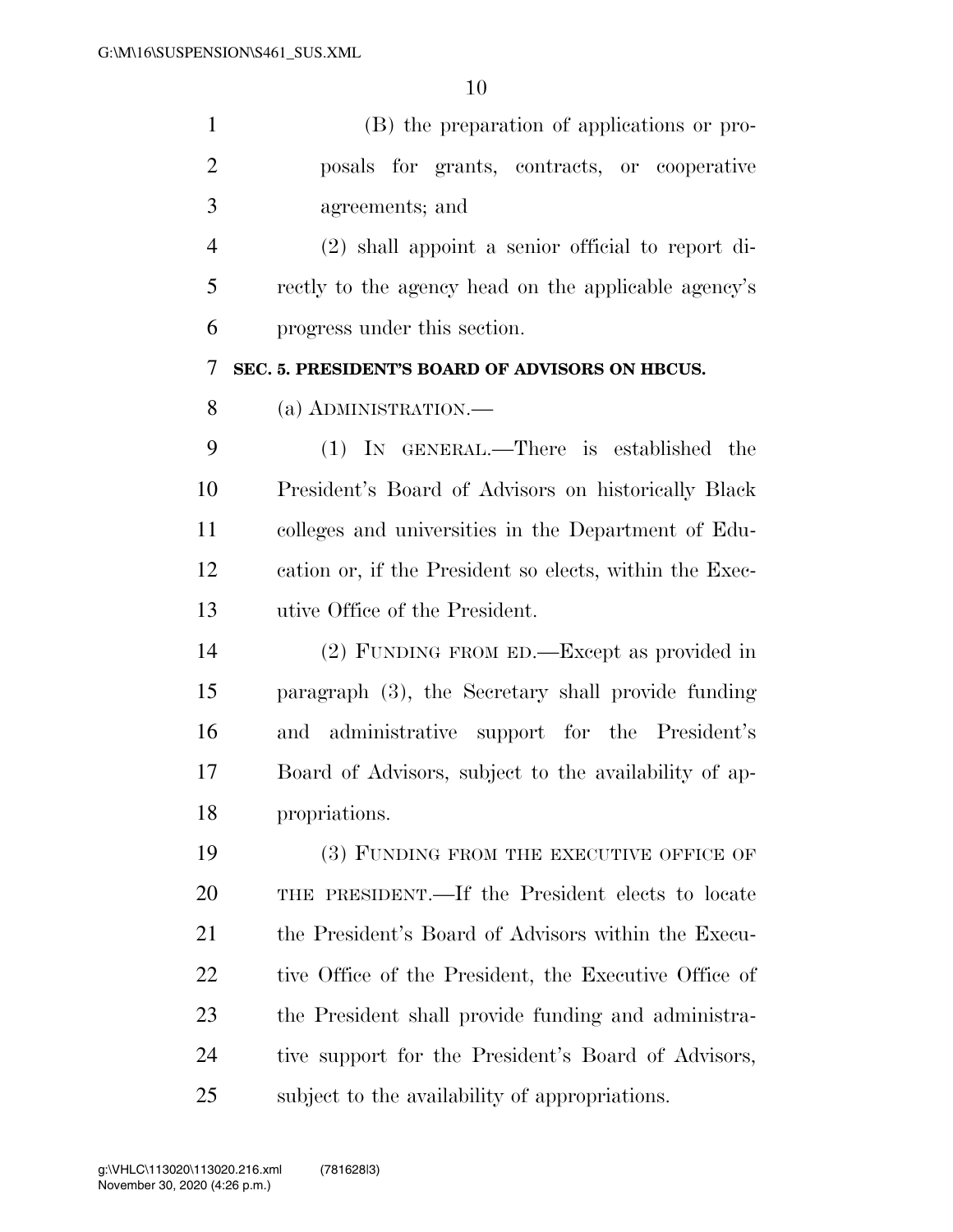(B) the preparation of applications or proposals for grants, contracts, or cooperative agreements; and

(2) shall appoint a senior official to report directly to the agency head on the applicable agency's progress under this section.

**SEC. 5. PRESIDENT'S BOARD OF ADVISORS ON HBCUS.**

(a) ADMINISTRATION.—

(1) IN GENERAL.—There is established the President's Board of Advisors on historically Black colleges and universities in the Department of Education or, if the President so elects, within the Executive Office of the President.

(2) FUNDING FROM ED.—Except as provided in paragraph (3), the Secretary shall provide funding and administrative support for the President's Board of Advisors, subject to the availability of appropriations.

(3) FUNDING FROM THE EXECUTIVE OFFICE OF THE PRESIDENT.—If the President elects to locate the President's Board of Advisors within the Executive Office of the President, the Executive Office of the President shall provide funding and administrative support for the President's Board of Advisors, subject to the availability of appropriations.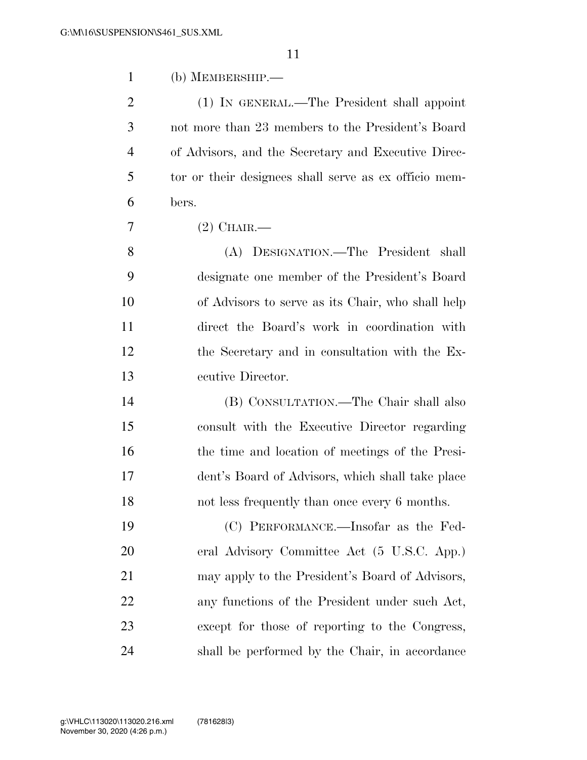(b) MEMBERSHIP.—

(1) IN GENERAL.—The President shall appoint not more than 23 members to the President's Board of Advisors, and the Secretary and Executive Director or their designees shall serve as ex officio members.

(2) CHAIR.—

(A) DESIGNATION.—The President shall designate one member of the President's Board of Advisors to serve as its Chair, who shall help direct the Board's work in coordination with the Secretary and in consultation with the Executive Director.

(B) CONSULTATION.—The Chair shall also consult with the Executive Director regarding the time and location of meetings of the President's Board of Advisors, which shall take place not less frequently than once every 6 months.

(C) PERFORMANCE.—Insofar as the Federal Advisory Committee Act (5 U.S.C. App.) may apply to the President's Board of Advisors, any functions of the President under such Act, except for those of reporting to the Congress, shall be performed by the Chair, in accordance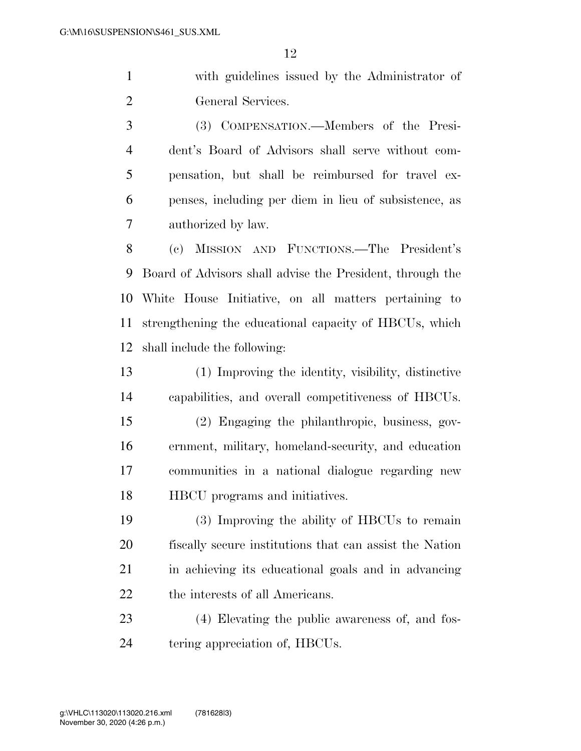with guidelines issued by the Administrator of General Services.

(3) COMPENSATION.—Members of the President's Board of Advisors shall serve without compensation, but shall be reimbursed for travel expenses, including per diem in lieu of subsistence, as authorized by law.

(c) MISSION AND FUNCTIONS.—The President's Board of Advisors shall advise the President, through the White House Initiative, on all matters pertaining to strengthening the educational capacity of HBCUs, which shall include the following:

(1) Improving the identity, visibility, distinctive capabilities, and overall competitiveness of HBCUs.

(2) Engaging the philanthropic, business, government, military, homeland-security, and education communities in a national dialogue regarding new HBCU programs and initiatives.

(3) Improving the ability of HBCUs to remain fiscally secure institutions that can assist the Nation in achieving its educational goals and in advancing the interests of all Americans.

(4) Elevating the public awareness of, and fostering appreciation of, HBCUs.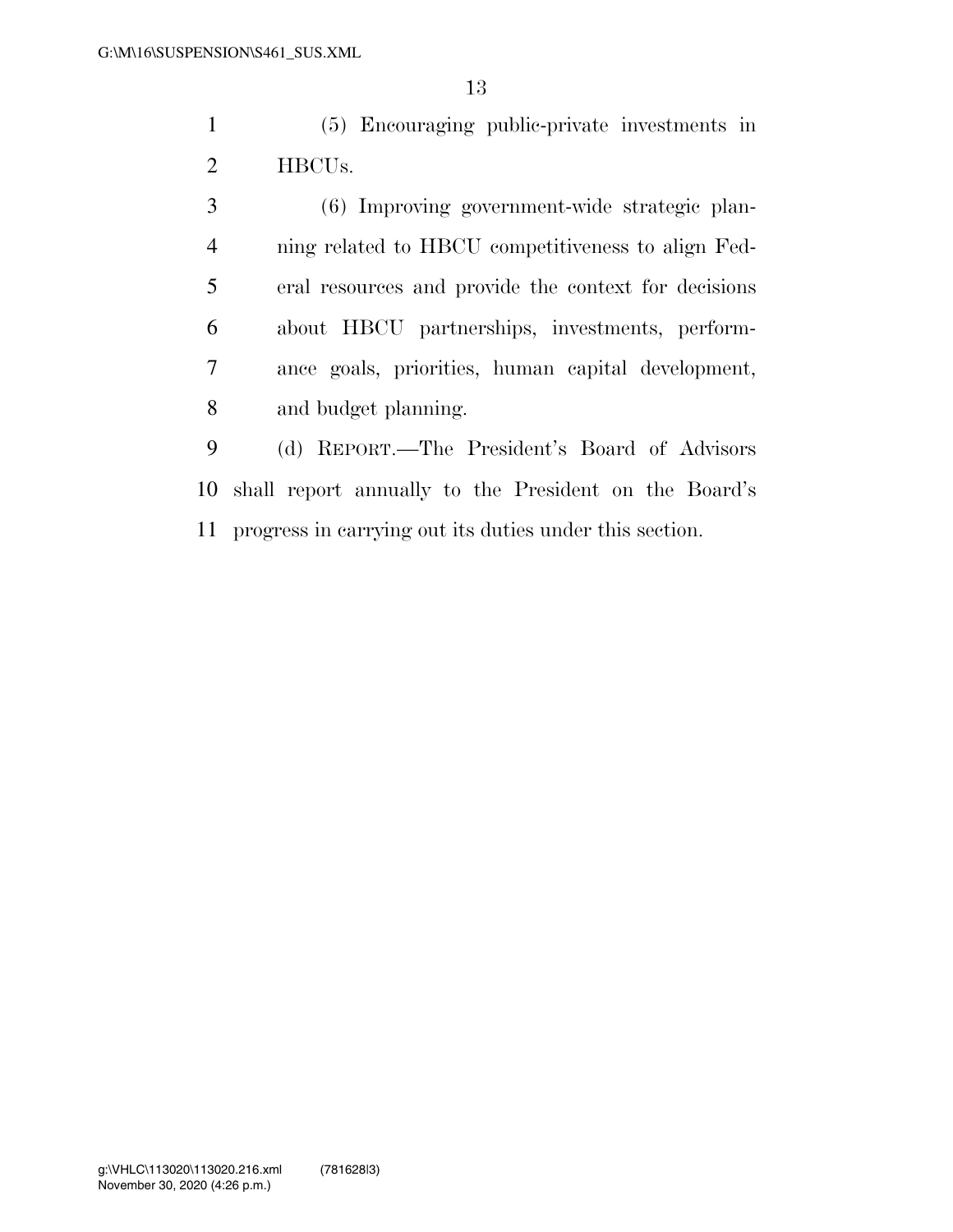(5) Encouraging public-private investments in HBCUs.

(6) Improving government-wide strategic planning related to HBCU competitiveness to align Federal resources and provide the context for decisions about HBCU partnerships, investments, performance goals, priorities, human capital development, and budget planning.

(d) REPORT.—The President's Board of Advisors shall report annually to the President on the Board's progress in carrying out its duties under this section.